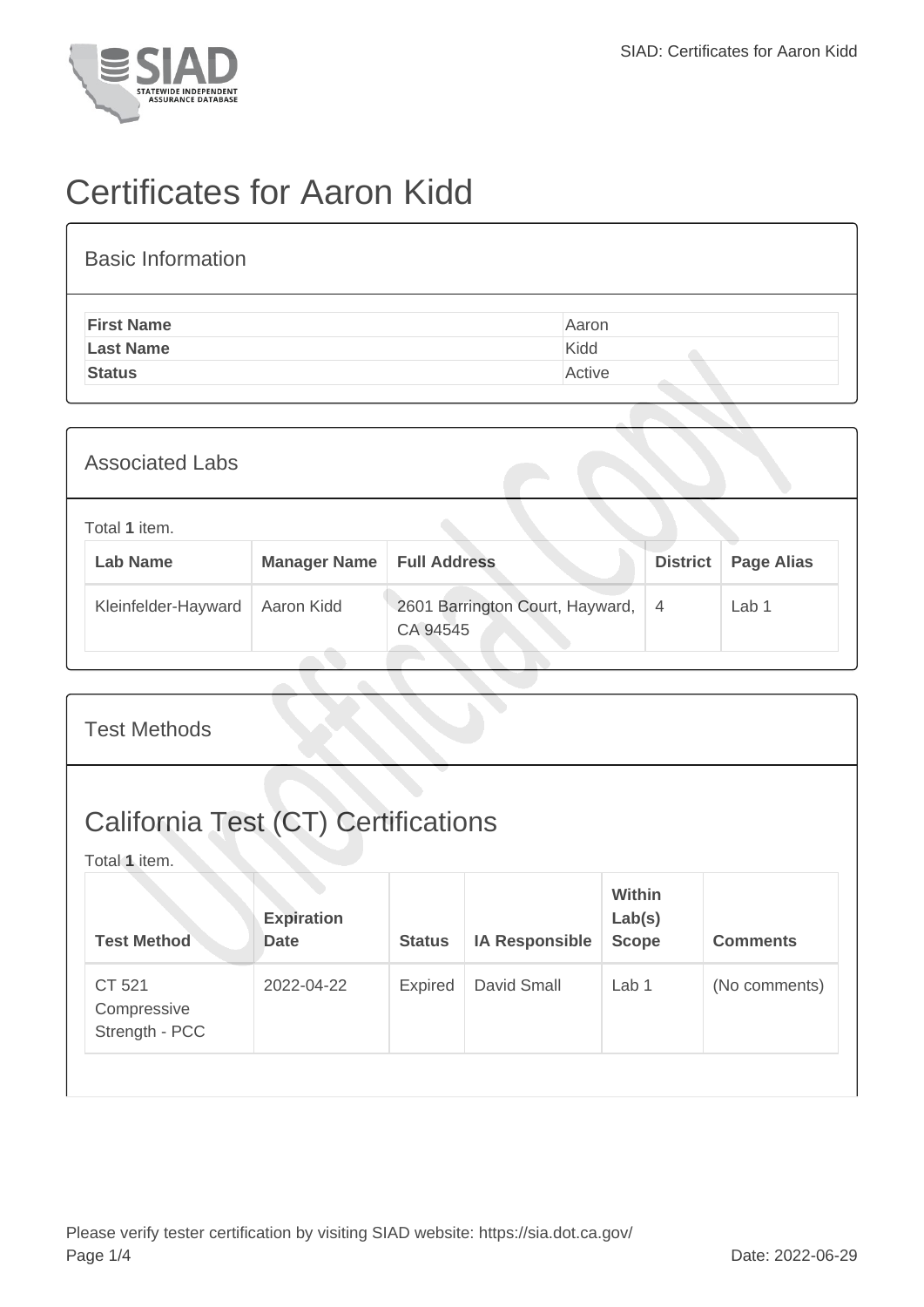# Certificates for Aaron Kidd

## Basic Information

| | |
|---|---|
| **First Name** | Aaron |
| **Last Name** | Kidd |
| **Status** | Active |

## Associated Labs

Total **1** item.

| Lab Name | Manager Name | Full Address | District | Page Alias |
|---|---|---|---|---|
| Kleinfelder-Hayward | Aaron Kidd | 2601 Barrington Court, Hayward, CA 94545 | 4 | Lab 1 |

## Test Methods

### California Test (CT) Certifications

Total **1** item.

| Test Method | Expiration Date | Status | IA Responsible | Within Lab(s) Scope | Comments |
|---|---|---|---|---|---|
| CT 521 Compressive Strength - PCC | 2022-04-22 | Expired | David Small | Lab 1 | (No comments) |

Please verify tester certification by visiting SIAD website: https://sia.dot.ca.gov/

Date: 2022-06-29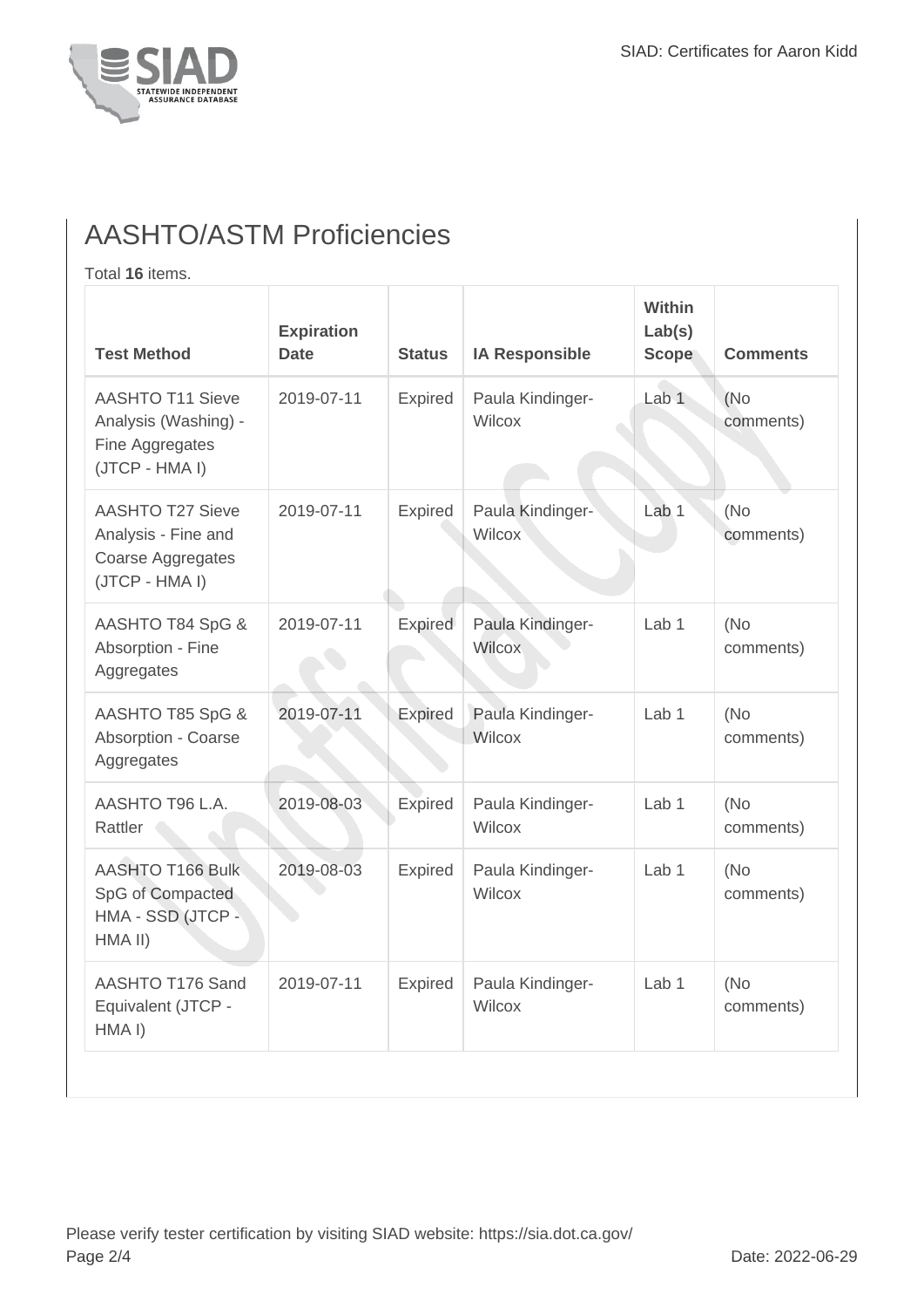## AASHTO/ASTM Proficiencies

Total **16** items.

| Test Method | Expiration Date | Status | IA Responsible | Within Lab(s) Scope | Comments |
|---|---|---|---|---|---|
| AASHTO T11 Sieve Analysis (Washing) - Fine Aggregates (JTCP - HMA I) | 2019-07-11 | Expired | Paula Kindinger-Wilcox | Lab 1 | (No comments) |
| AASHTO T27 Sieve Analysis - Fine and Coarse Aggregates (JTCP - HMA I) | 2019-07-11 | Expired | Paula Kindinger-Wilcox | Lab 1 | (No comments) |
| AASHTO T84 SpG & Absorption - Fine Aggregates | 2019-07-11 | Expired | Paula Kindinger-Wilcox | Lab 1 | (No comments) |
| AASHTO T85 SpG & Absorption - Coarse Aggregates | 2019-07-11 | Expired | Paula Kindinger-Wilcox | Lab 1 | (No comments) |
| AASHTO T96 L.A. Rattler | 2019-08-03 | Expired | Paula Kindinger-Wilcox | Lab 1 | (No comments) |
| AASHTO T166 Bulk SpG of Compacted HMA - SSD (JTCP - HMA II) | 2019-08-03 | Expired | Paula Kindinger-Wilcox | Lab 1 | (No comments) |
| AASHTO T176 Sand Equivalent (JTCP - HMA I) | 2019-07-11 | Expired | Paula Kindinger-Wilcox | Lab 1 | (No comments) |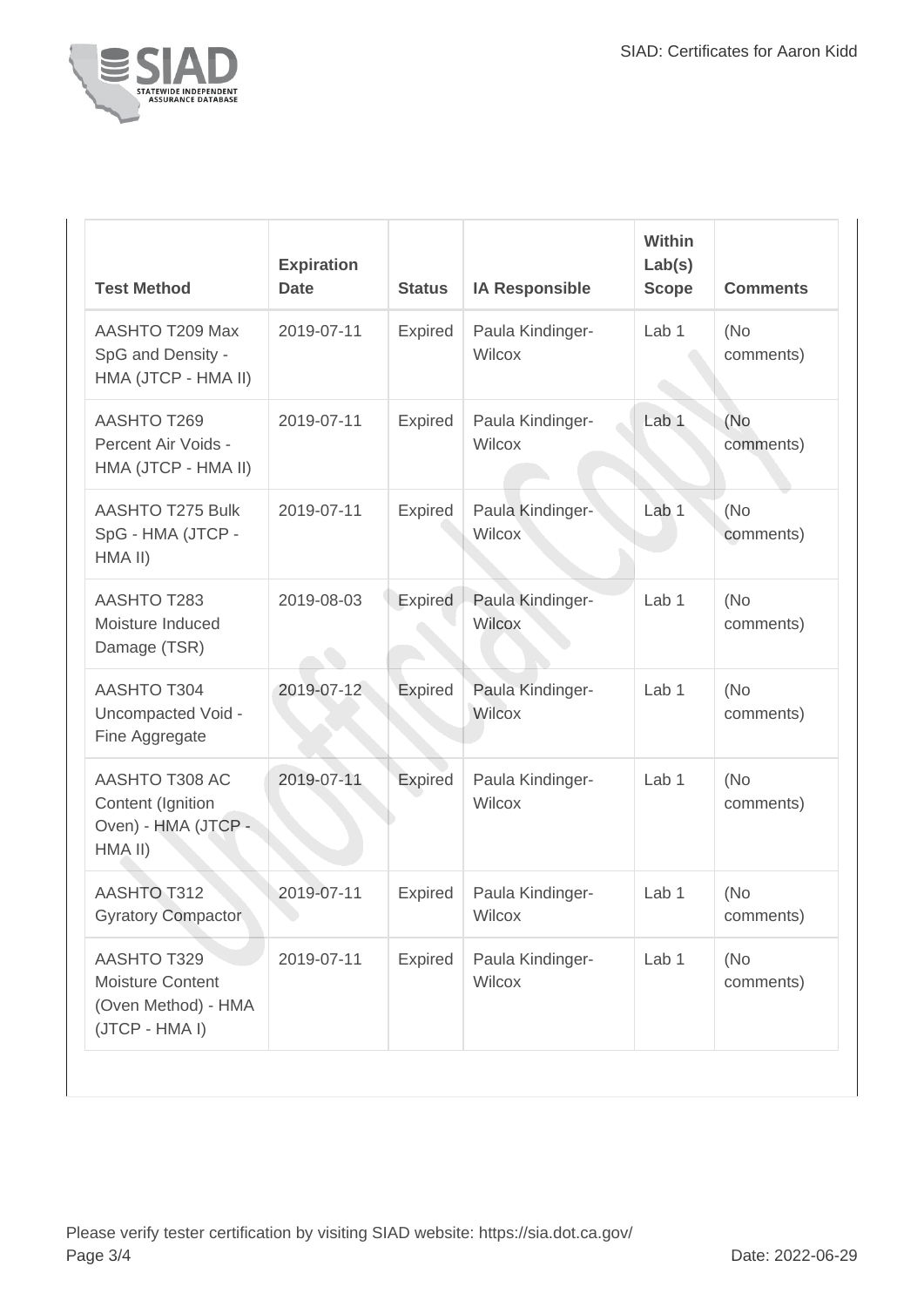| Test Method | Expiration Date | Status | IA Responsible | Within Lab(s) Scope | Comments |
|---|---|---|---|---|---|
| AASHTO T209 Max SpG and Density - HMA (JTCP - HMA II) | 2019-07-11 | Expired | Paula Kindinger-Wilcox | Lab 1 | (No comments) |
| AASHTO T269 Percent Air Voids - HMA (JTCP - HMA II) | 2019-07-11 | Expired | Paula Kindinger-Wilcox | Lab 1 | (No comments) |
| AASHTO T275 Bulk SpG - HMA (JTCP - HMA II) | 2019-07-11 | Expired | Paula Kindinger-Wilcox | Lab 1 | (No comments) |
| AASHTO T283 Moisture Induced Damage (TSR) | 2019-08-03 | Expired | Paula Kindinger-Wilcox | Lab 1 | (No comments) |
| AASHTO T304 Uncompacted Void - Fine Aggregate | 2019-07-12 | Expired | Paula Kindinger-Wilcox | Lab 1 | (No comments) |
| AASHTO T308 AC Content (Ignition Oven) - HMA (JTCP - HMA II) | 2019-07-11 | Expired | Paula Kindinger-Wilcox | Lab 1 | (No comments) |
| AASHTO T312 Gyratory Compactor | 2019-07-11 | Expired | Paula Kindinger-Wilcox | Lab 1 | (No comments) |
| AASHTO T329 Moisture Content (Oven Method) - HMA (JTCP - HMA I) | 2019-07-11 | Expired | Paula Kindinger-Wilcox | Lab 1 | (No comments) |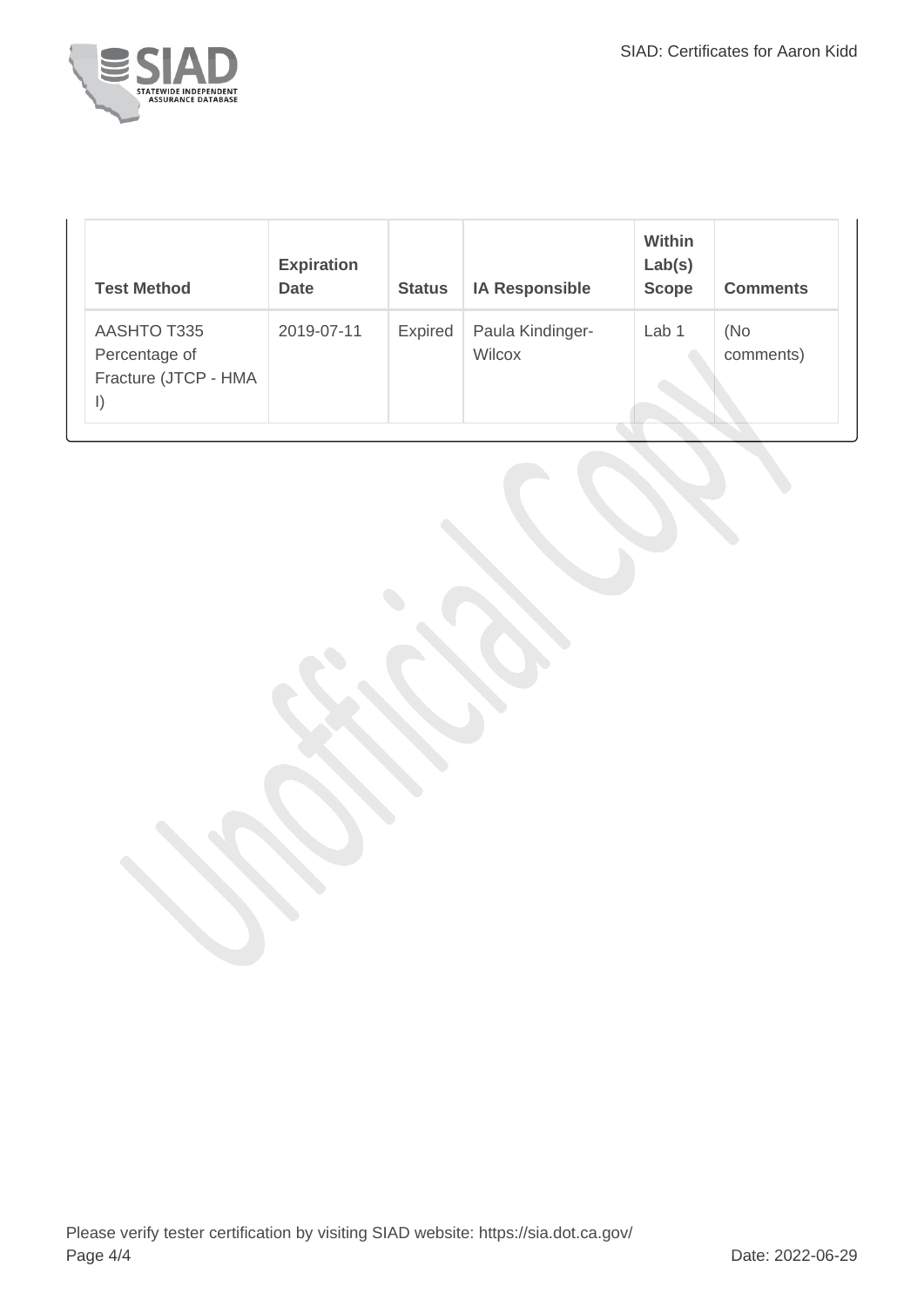| Test Method | Expiration Date | Status | IA Responsible | Within Lab(s) Scope | Comments |
|---|---|---|---|---|---|
| AASHTO T335 Percentage of Fracture (JTCP - HMA I) | 2019-07-11 | Expired | Paula Kindinger-Wilcox | Lab 1 | (No comments) |

Please verify tester certification by visiting SIAD website: https://sia.dot.ca.gov/

Date: 2022-06-29